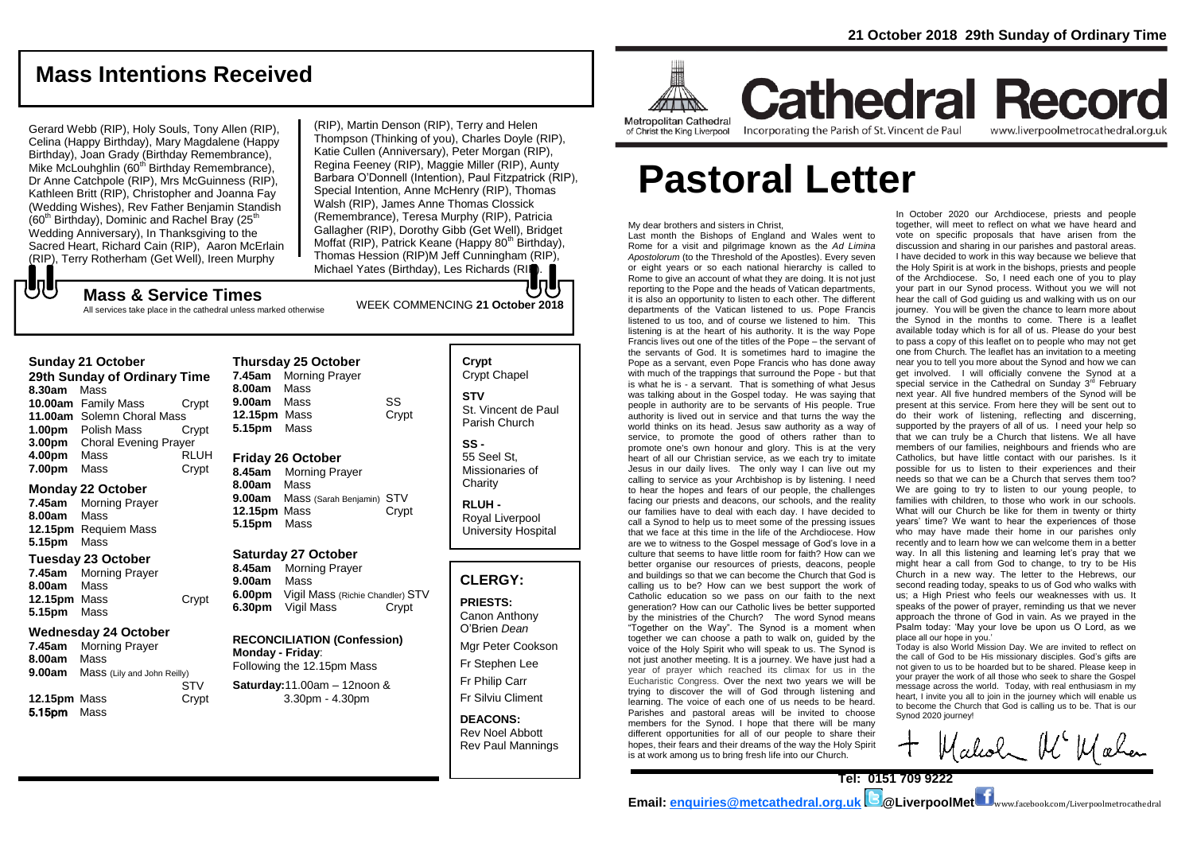21 October 2018 29th Sunday of Ordinary Time

Metropolitan Cathedral of Christ the King Liverpool

# Cathedral Record

Incorporating the Parish of St. Vincent de Paul

www.liverpoolmetrocathedral.org.uk

## Mass Intentions Received

Gerard Webb (RIP), Holy Souls, Tony Allen (RIP), Celina (Happy Birthday), Mary Magdalene (Happy Birthday), Joan Grady (Birthday Remembrance), Mike McLouhghlin (60th Birthday Remembrance), Dr Anne Catchpole (RIP), Mrs McGuinness (RIP), Kathleen Britt (RIP), Christopher and Joanna Fay (Wedding Wishes), Rev Father Benjamin Standish (60th Birthday), Dominic and Rachel Bray (25th Wedding Anniversary), In Thanksgiving to the Sacred Heart, Richard Cain (RIP), Aaron McErlain (RIP), Terry Rotherham (Get Well), Ireen Murphy (RIP), Martin Denson (RIP), Terry and Helen Thompson (Thinking of you), Charles Doyle (RIP), Katie Cullen (Anniversary), Peter Morgan (RIP), Regina Feeney (RIP), Maggie Miller (RIP), Aunty Barbara O'Donnell (Intention), Paul Fitzpatrick (RIP), Special Intention, Anne McHenry (RIP), Thomas Walsh (RIP), James Anne Thomas Clossick (Remembrance), Teresa Murphy (RIP), Patricia Gallagher (RIP), Dorothy Gibb (Get Well), Bridget Moffat (RIP), Patrick Keane (Happy 80th Birthday), Thomas Hession (RIP)M Jeff Cunningham (RIP), Michael Yates (Birthday), Les Richards (RIP).

## Mass & Service Times

All services take place in the cathedral unless marked otherwise

WEEK COMMENCING **21 October 2018**

### Sunday 21 October
**29th Sunday of Ordinary Time**

**8.30am** Mass
**10.00am** Family Mass — Crypt
**11.00am** Solemn Choral Mass
**1.00pm** Polish Mass — Crypt
**3.00pm** Choral Evening Prayer
**4.00pm** Mass — RLUH
**7.00pm** Mass — Crypt

### Monday 22 October
**7.45am** Morning Prayer
**8.00am** Mass
**12.15pm** Requiem Mass
**5.15pm** Mass

### Tuesday 23 October
**7.45am** Morning Prayer
**8.00am** Mass
**12.15pm** Mass — Crypt
**5.15pm** Mass

### Wednesday 24 October
**7.45am** Morning Prayer
**8.00am** Mass
**9.00am** Mass (Lily and John Reilly) — STV
**12.15pm** Mass — Crypt
**5.15pm** Mass

### Thursday 25 October
**7.45am** Morning Prayer
**8.00am** Mass
**9.00am** Mass — SS
**12.15pm** Mass — Crypt
**5.15pm** Mass

### Friday 26 October
**8.45am** Morning Prayer
**8.00am** Mass
**9.00am** Mass (Sarah Benjamin) — STV
**12.15pm** Mass — Crypt
**5.15pm** Mass

### Saturday 27 October
**8.45am** Morning Prayer
**9.00am** Mass
**6.00pm** Vigil Mass (Richie Chandler) — STV
**6.30pm** Vigil Mass — Crypt

**RECONCILIATION (Confession)**
**Monday - Friday**: Following the 12.15pm Mass
**Saturday:** 11.00am – 12noon & 3.30pm - 4.30pm

**Crypt**
Crypt Chapel

**STV**
St. Vincent de Paul Parish Church

**SS -**
55 Seel St, Missionaries of Charity

**RLUH -**
Royal Liverpool University Hospital

## CLERGY:

**PRIESTS:**
Canon Anthony O'Brien *Dean*
Mgr Peter Cookson
Fr Stephen Lee
Fr Philip Carr
Fr Silviu Climent

**DEACONS:**
Rev Noel Abbott
Rev Paul Mannings

# Pastoral Letter

My dear brothers and sisters in Christ,

Last month the Bishops of England and Wales went to Rome for a visit and pilgrimage known as the *Ad Limina Apostolorum* (to the Threshold of the Apostles). Every seven or eight years or so each national hierarchy is called to Rome to give an account of what they are doing. It is not just reporting to the Pope and the heads of Vatican departments, it is also an opportunity to listen to each other. The different departments of the Vatican listened to us. Pope Francis listened to us too, and of course we listened to him. This listening is at the heart of his authority. It is the way Pope Francis lives out one of the titles of the Pope – the servant of the servants of God. It is sometimes hard to imagine the Pope as a servant, even Pope Francis who has done away with much of the trappings that surround the Pope - but that is what he is - a servant. That is something of what Jesus was talking about in the Gospel today. He was saying that people in authority are to be servants of His people. True authority is lived out in service and that turns the way the world thinks on its head. Jesus saw authority as a way of service, to promote the good of others rather than to promote one's own honour and glory. This is at the very heart of all our Christian service, as we each try to imitate Jesus in our daily lives. The only way I can live out my calling to service as your Archbishop is by listening. I need to hear the hopes and fears of our people, the challenges facing our priests and deacons, our schools, and the reality our families have to deal with each day. I have decided to call a Synod to help us to meet some of the pressing issues that we face at this time in the life of the Archdiocese. How are we to witness to the Gospel message of God's love in a culture that seems to have little room for faith? How can we better organise our resources of priests, deacons, people and buildings so that we can become the Church that God is calling us to be? How can we best support the work of Catholic education so we pass on our faith to the next generation? How can our Catholic lives be better supported by the ministries of the Church? The word Synod means "Together on the Way". The Synod is a moment when together we can choose a path to walk on, guided by the voice of the Holy Spirit who will speak to us. The Synod is not just another meeting. It is a journey. We have just had a year of prayer which reached its climax for us in the Eucharistic Congress. Over the next two years we will be trying to discover the will of God through listening and learning. The voice of each one of us needs to be heard. Parishes and pastoral areas will be invited to choose members for the Synod. I hope that there will be many different opportunities for all of our people to share their hopes, their fears and their dreams of the way the Holy Spirit is at work among us to bring fresh life into our Church.

In October 2020 our Archdiocese, priests and people together, will meet to reflect on what we have heard and vote on specific proposals that have arisen from the discussion and sharing in our parishes and pastoral areas. I have decided to work in this way because we believe that the Holy Spirit is at work in the bishops, priests and people of the Archdiocese. So, I need each one of you to play your part in our Synod process. Without you we will not hear the call of God guiding us and walking with us on our journey. You will be given the chance to learn more about the Synod in the months to come. There is a leaflet available today which is for all of us. Please do your best to pass a copy of this leaflet on to people who may not get one from Church. The leaflet has an invitation to a meeting near you to tell you more about the Synod and how we can get involved. I will officially convene the Synod at a special service in the Cathedral on Sunday 3rd February next year. All five hundred members of the Synod will be present at this service. From here they will be sent out to do their work of listening, reflecting and discerning, supported by the prayers of all of us. I need your help so that we can truly be a Church that listens. We all have members of our families, neighbours and friends who are Catholics, but have little contact with our parishes. Is it possible for us to listen to their experiences and their needs so that we can be a Church that serves them too? We are going to try to listen to our young people, to families with children, to those who work in our schools. What will our Church be like for them in twenty or thirty years' time? We want to hear the experiences of those who may have made their home in our parishes only recently and to learn how we can welcome them in a better way. In all this listening and learning let's pray that we might hear a call from God to change, to try to be His Church in a new way. The letter to the Hebrews, our second reading today, speaks to us of God who walks with us; a High Priest who feels our weaknesses with us. It speaks of the power of prayer, reminding us that we never approach the throne of God in vain. As we prayed in the Psalm today: 'May your love be upon us O Lord, as we place all our hope in you.'

Today is also World Mission Day. We are invited to reflect on the call of God to be His missionary disciples. God's gifts are not given to us to be hoarded but to be shared. Please keep in your prayer the work of all those who seek to share the Gospel message across the world. Today, with real enthusiasm in my heart, I invite you all to join in the journey which will enable us to become the Church that God is calling us to be. That is our Synod 2020 journey!

+ Malcolm McMahon

**Tel: 0151 709 9222**

**Email: enquiries@metcathedral.org.uk** @LiverpoolMet www.facebook.com/Liverpoolmetrocathedral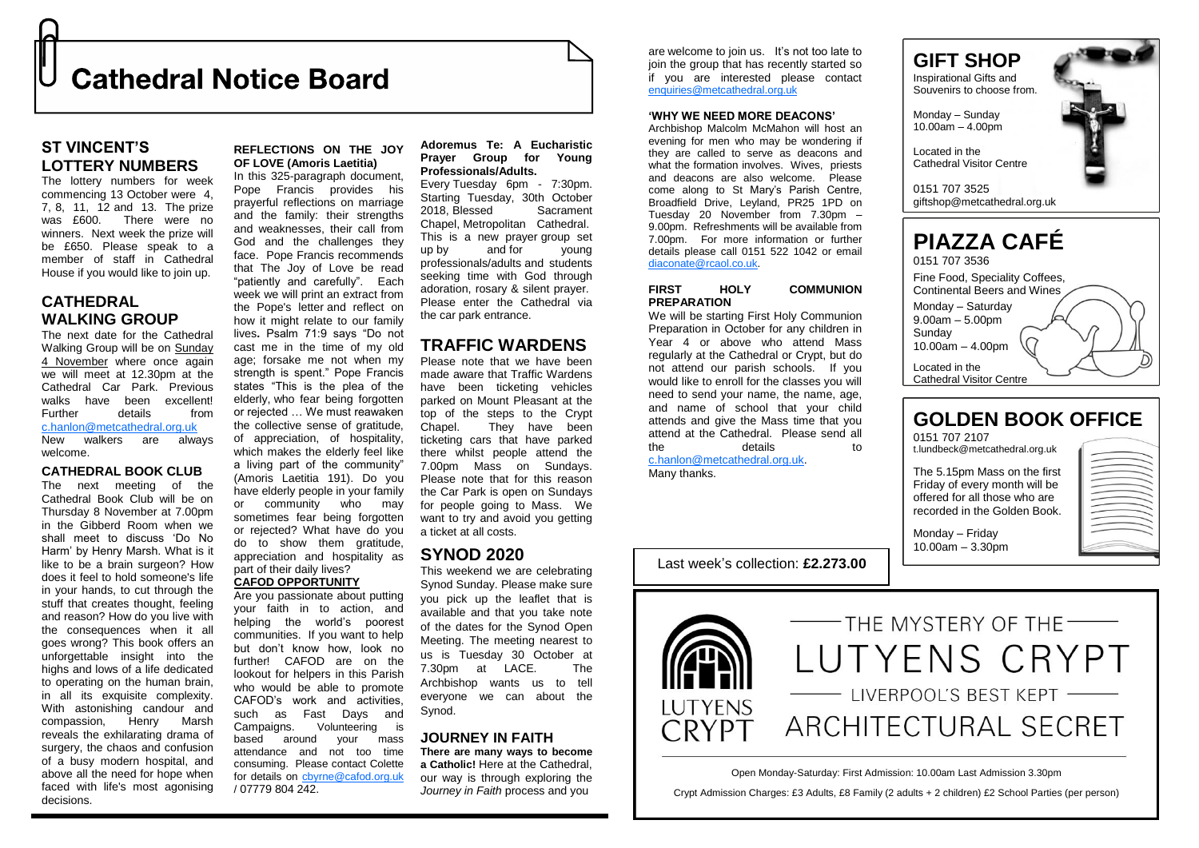# Cathedral Notice Board

## ST VINCENT'S LOTTERY NUMBERS

The lottery numbers for week commencing 13 October were 4, 7, 8, 11, 12 and 13. The prize was £600. There were no winners. Next week the prize will be £650. Please speak to a member of staff in Cathedral House if you would like to join up.

## CATHEDRAL WALKING GROUP

The next date for the Cathedral Walking Group will be on Sunday 4 November where once again we will meet at 12.30pm at the Cathedral Car Park. Previous walks have been excellent! Further details from c.hanlon@metcathedral.org.uk New walkers are always welcome.

### CATHEDRAL BOOK CLUB

The next meeting of the Cathedral Book Club will be on Thursday 8 November at 7.00pm in the Gibberd Room when we shall meet to discuss 'Do No Harm' by Henry Marsh. What is it like to be a brain surgeon? How does it feel to hold someone's life in your hands, to cut through the stuff that creates thought, feeling and reason? How do you live with the consequences when it all goes wrong? This book offers an unforgettable insight into the highs and lows of a life dedicated to operating on the human brain, in all its exquisite complexity. With astonishing candour and compassion, Henry Marsh reveals the exhilarating drama of surgery, the chaos and confusion of a busy modern hospital, and above all the need for hope when faced with life's most agonising decisions.

**REFLECTIONS ON THE JOY OF LOVE (Amoris Laetitia)**

In this 325-paragraph document, Pope Francis provides his prayerful reflections on marriage and the family: their strengths and weaknesses, their call from God and the challenges they face. Pope Francis recommends that The Joy of Love be read "patiently and carefully". Each week we will print an extract from the Pope's letter and reflect on how it might relate to our family lives**.** Psalm 71:9 says "Do not cast me in the time of my old age; forsake me not when my strength is spent." Pope Francis states "This is the plea of the elderly, who fear being forgotten or rejected … We must reawaken the collective sense of gratitude, of appreciation, of hospitality, which makes the elderly feel like a living part of the community" (Amoris Laetitia 191). Do you have elderly people in your family or community who may sometimes fear being forgotten or rejected? What have do you do to show them gratitude, appreciation and hospitality as part of their daily lives?

**CAFOD OPPORTUNITY**

Are you passionate about putting your faith in to action, and helping the world's poorest communities. If you want to help but don't know how, look no further! CAFOD are on the lookout for helpers in this Parish who would be able to promote CAFOD's work and activities, such as Fast Days and Campaigns. Volunteering is based around your mass attendance and not too time consuming. Please contact Colette for details on cbyrne@cafod.org.uk / 07779 804 242.

**Adoremus Te: A Eucharistic Prayer Group for Young Professionals/Adults.**

Every Tuesday 6pm - 7:30pm. Starting Tuesday, 30th October 2018, Blessed Sacrament Chapel, Metropolitan Cathedral. This is a new prayer group set up by and for young professionals/adults and students seeking time with God through adoration, rosary & silent prayer. Please enter the Cathedral via the car park entrance.

## TRAFFIC WARDENS

Please note that we have been made aware that Traffic Wardens have been ticketing vehicles parked on Mount Pleasant at the top of the steps to the Crypt Chapel. They have been ticketing cars that have parked there whilst people attend the 7.00pm Mass on Sundays. Please note that for this reason the Car Park is open on Sundays for people going to Mass. We want to try and avoid you getting a ticket at all costs.

## SYNOD 2020

This weekend we are celebrating Synod Sunday. Please make sure you pick up the leaflet that is available and that you take note of the dates for the Synod Open Meeting. The meeting nearest to us is Tuesday 30 October at 7.30pm at LACE. The Archbishop wants us to tell everyone we can about the Synod.

### JOURNEY IN FAITH

**There are many ways to become a Catholic!** Here at the Cathedral, our way is through exploring the *Journey in Faith* process and you are welcome to join us. It's not too late to join the group that has recently started so if you are interested please contact enquiries@metcathedral.org.uk

**'WHY WE NEED MORE DEACONS'**

Archbishop Malcolm McMahon will host an evening for men who may be wondering if they are called to serve as deacons and what the formation involves. Wives, priests and deacons are also welcome. Please come along to St Mary's Parish Centre, Broadfield Drive, Leyland, PR25 1PD on Tuesday 20 November from 7.30pm – 9.00pm. Refreshments will be available from 7.00pm. For more information or further details please call 0151 522 1042 or email diaconate@rcaol.co.uk.

**FIRST HOLY COMMUNION PREPARATION**

We will be starting First Holy Communion Preparation in October for any children in Year 4 or above who attend Mass regularly at the Cathedral or Crypt, but do not attend our parish schools. If you would like to enroll for the classes you will need to send your name, the name, age, and name of school that your child attends and give the Mass time that you attend at the Cathedral. Please send all the details to c.hanlon@metcathedral.org.uk.
Many thanks.

Last week's collection: **£2.273.00**

## GIFT SHOP

Inspirational Gifts and Souvenirs to choose from.

Monday – Sunday
10.00am – 4.00pm

Located in the Cathedral Visitor Centre

0151 707 3525
giftshop@metcathedral.org.uk

# PIAZZA CAFÉ

0151 707 3536

Fine Food, Speciality Coffees, Continental Beers and Wines

Monday – Saturday
9.00am – 5.00pm
Sunday
10.00am – 4.00pm

Located in the Cathedral Visitor Centre

## GOLDEN BOOK OFFICE

0151 707 2107
t.lundbeck@metcathedral.org.uk

The 5.15pm Mass on the first Friday of every month will be offered for all those who are recorded in the Golden Book.

Monday – Friday
10.00am – 3.30pm

LUTYENS CRYPT

THE MYSTERY OF THE
# LUTYENS CRYPT
LIVERPOOL'S BEST KEPT
ARCHITECTURAL SECRET

Open Monday-Saturday: First Admission: 10.00am Last Admission 3.30pm

Crypt Admission Charges: £3 Adults, £8 Family (2 adults + 2 children) £2 School Parties (per person)